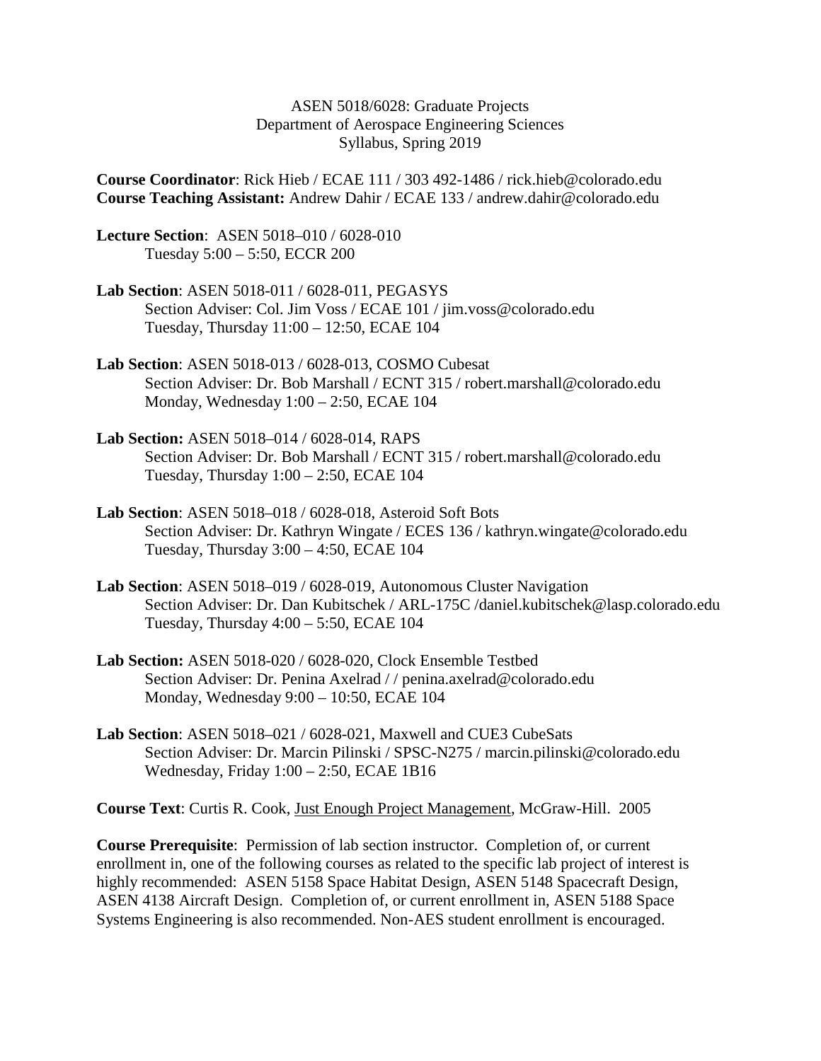ASEN 5018/6028: Graduate Projects
Department of Aerospace Engineering Sciences
Syllabus, Spring 2019

**Course Coordinator**: Rick Hieb / ECAE 111 / 303 492-1486 / rick.hieb@colorado.edu
**Course Teaching Assistant:** Andrew Dahir / ECAE 133 / andrew.dahir@colorado.edu

**Lecture Section**: ASEN 5018–010 / 6028-010
Tuesday 5:00 – 5:50, ECCR 200

**Lab Section**: ASEN 5018-011 / 6028-011, PEGASYS
Section Adviser: Col. Jim Voss / ECAE 101 / jim.voss@colorado.edu
Tuesday, Thursday 11:00 – 12:50, ECAE 104

**Lab Section**: ASEN 5018-013 / 6028-013, COSMO Cubesat
Section Adviser: Dr. Bob Marshall / ECNT 315 / robert.marshall@colorado.edu
Monday, Wednesday 1:00 – 2:50, ECAE 104

**Lab Section:** ASEN 5018–014 / 6028-014, RAPS
Section Adviser: Dr. Bob Marshall / ECNT 315 / robert.marshall@colorado.edu
Tuesday, Thursday 1:00 – 2:50, ECAE 104

**Lab Section**: ASEN 5018–018 / 6028-018, Asteroid Soft Bots
Section Adviser: Dr. Kathryn Wingate / ECES 136 / kathryn.wingate@colorado.edu
Tuesday, Thursday 3:00 – 4:50, ECAE 104

**Lab Section**: ASEN 5018–019 / 6028-019, Autonomous Cluster Navigation
Section Adviser: Dr. Dan Kubitschek / ARL-175C /daniel.kubitschek@lasp.colorado.edu
Tuesday, Thursday 4:00 – 5:50, ECAE 104

**Lab Section:** ASEN 5018-020 / 6028-020, Clock Ensemble Testbed
Section Adviser: Dr. Penina Axelrad / / penina.axelrad@colorado.edu
Monday, Wednesday 9:00 – 10:50, ECAE 104

**Lab Section**: ASEN 5018–021 / 6028-021, Maxwell and CUE3 CubeSats
Section Adviser: Dr. Marcin Pilinski / SPSC-N275 / marcin.pilinski@colorado.edu
Wednesday, Friday 1:00 – 2:50, ECAE 1B16

**Course Text**: Curtis R. Cook, Just Enough Project Management, McGraw-Hill. 2005

**Course Prerequisite**: Permission of lab section instructor. Completion of, or current enrollment in, one of the following courses as related to the specific lab project of interest is highly recommended: ASEN 5158 Space Habitat Design, ASEN 5148 Spacecraft Design, ASEN 4138 Aircraft Design. Completion of, or current enrollment in, ASEN 5188 Space Systems Engineering is also recommended. Non-AES student enrollment is encouraged.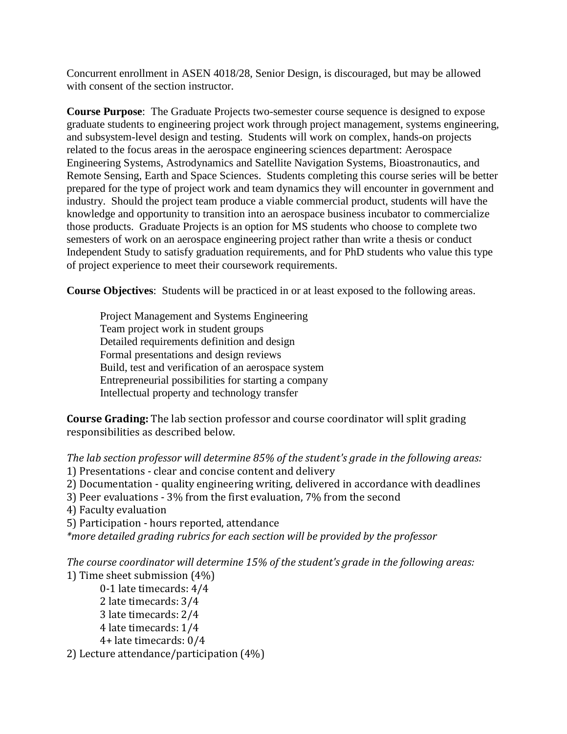Concurrent enrollment in ASEN 4018/28, Senior Design, is discouraged, but may be allowed with consent of the section instructor.

**Course Purpose**: The Graduate Projects two-semester course sequence is designed to expose graduate students to engineering project work through project management, systems engineering, and subsystem-level design and testing. Students will work on complex, hands-on projects related to the focus areas in the aerospace engineering sciences department: Aerospace Engineering Systems, Astrodynamics and Satellite Navigation Systems, Bioastronautics, and Remote Sensing, Earth and Space Sciences. Students completing this course series will be better prepared for the type of project work and team dynamics they will encounter in government and industry. Should the project team produce a viable commercial product, students will have the knowledge and opportunity to transition into an aerospace business incubator to commercialize those products. Graduate Projects is an option for MS students who choose to complete two semesters of work on an aerospace engineering project rather than write a thesis or conduct Independent Study to satisfy graduation requirements, and for PhD students who value this type of project experience to meet their coursework requirements.

**Course Objectives**: Students will be practiced in or at least exposed to the following areas.

- Project Management and Systems Engineering
- Team project work in student groups
- Detailed requirements definition and design
- Formal presentations and design reviews
- Build, test and verification of an aerospace system
- Entrepreneurial possibilities for starting a company
- Intellectual property and technology transfer

**Course Grading:** The lab section professor and course coordinator will split grading responsibilities as described below.

*The lab section professor will determine 85% of the student's grade in the following areas:*

1) Presentations - clear and concise content and delivery
2) Documentation - quality engineering writing, delivered in accordance with deadlines
3) Peer evaluations - 3% from the first evaluation, 7% from the second
4) Faculty evaluation
5) Participation - hours reported, attendance

*\*more detailed grading rubrics for each section will be provided by the professor*

*The course coordinator will determine 15% of the student's grade in the following areas:*

1) Time sheet submission (4%)
   - 0-1 late timecards: 4/4
   - 2 late timecards: 3/4
   - 3 late timecards: 2/4
   - 4 late timecards: 1/4
   - 4+ late timecards: 0/4
2) Lecture attendance/participation (4%)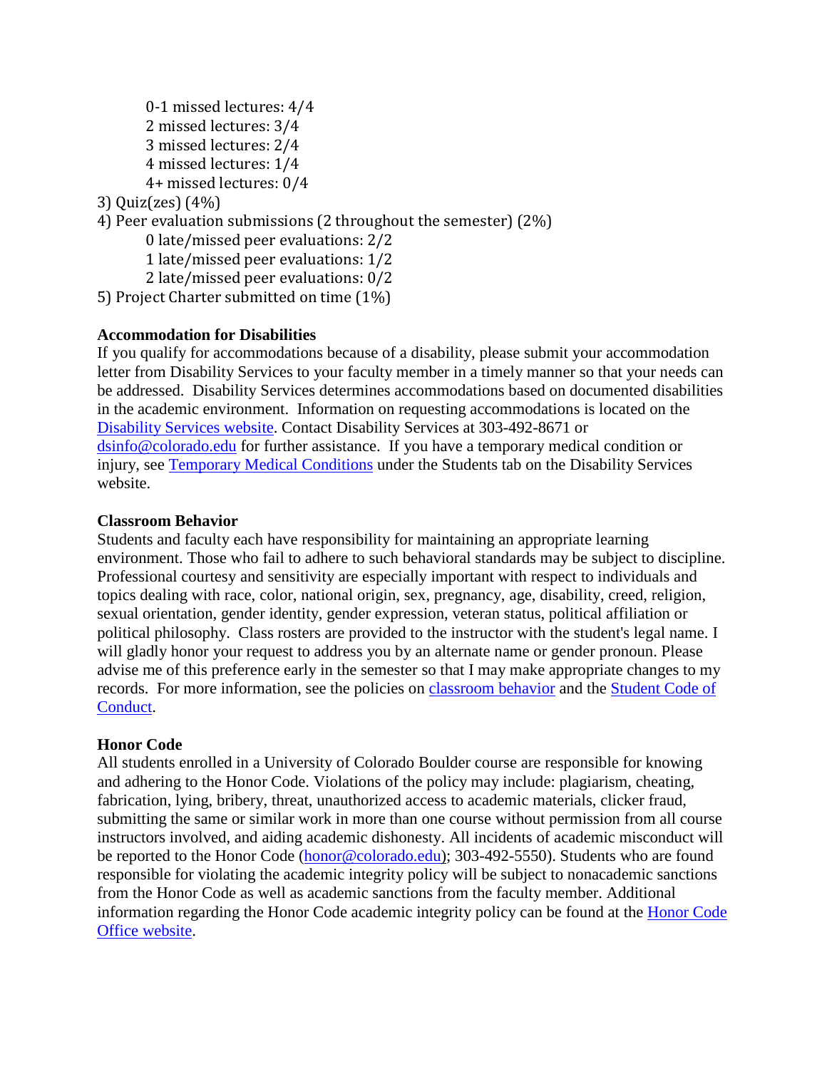0-1 missed lectures: 4/4
2 missed lectures: 3/4
3 missed lectures: 2/4
4 missed lectures: 1/4
4+ missed lectures: 0/4

3) Quiz(zes) (4%)
4) Peer evaluation submissions (2 throughout the semester) (2%)
    0 late/missed peer evaluations: 2/2
    1 late/missed peer evaluations: 1/2
    2 late/missed peer evaluations: 0/2
5) Project Charter submitted on time (1%)

**Accommodation for Disabilities**
If you qualify for accommodations because of a disability, please submit your accommodation letter from Disability Services to your faculty member in a timely manner so that your needs can be addressed. Disability Services determines accommodations based on documented disabilities in the academic environment. Information on requesting accommodations is located on the Disability Services website. Contact Disability Services at 303-492-8671 or dsinfo@colorado.edu for further assistance. If you have a temporary medical condition or injury, see Temporary Medical Conditions under the Students tab on the Disability Services website.

**Classroom Behavior**
Students and faculty each have responsibility for maintaining an appropriate learning environment. Those who fail to adhere to such behavioral standards may be subject to discipline. Professional courtesy and sensitivity are especially important with respect to individuals and topics dealing with race, color, national origin, sex, pregnancy, age, disability, creed, religion, sexual orientation, gender identity, gender expression, veteran status, political affiliation or political philosophy. Class rosters are provided to the instructor with the student's legal name. I will gladly honor your request to address you by an alternate name or gender pronoun. Please advise me of this preference early in the semester so that I may make appropriate changes to my records. For more information, see the policies on classroom behavior and the Student Code of Conduct.

**Honor Code**
All students enrolled in a University of Colorado Boulder course are responsible for knowing and adhering to the Honor Code. Violations of the policy may include: plagiarism, cheating, fabrication, lying, bribery, threat, unauthorized access to academic materials, clicker fraud, submitting the same or similar work in more than one course without permission from all course instructors involved, and aiding academic dishonesty. All incidents of academic misconduct will be reported to the Honor Code (honor@colorado.edu); 303-492-5550). Students who are found responsible for violating the academic integrity policy will be subject to nonacademic sanctions from the Honor Code as well as academic sanctions from the faculty member. Additional information regarding the Honor Code academic integrity policy can be found at the Honor Code Office website.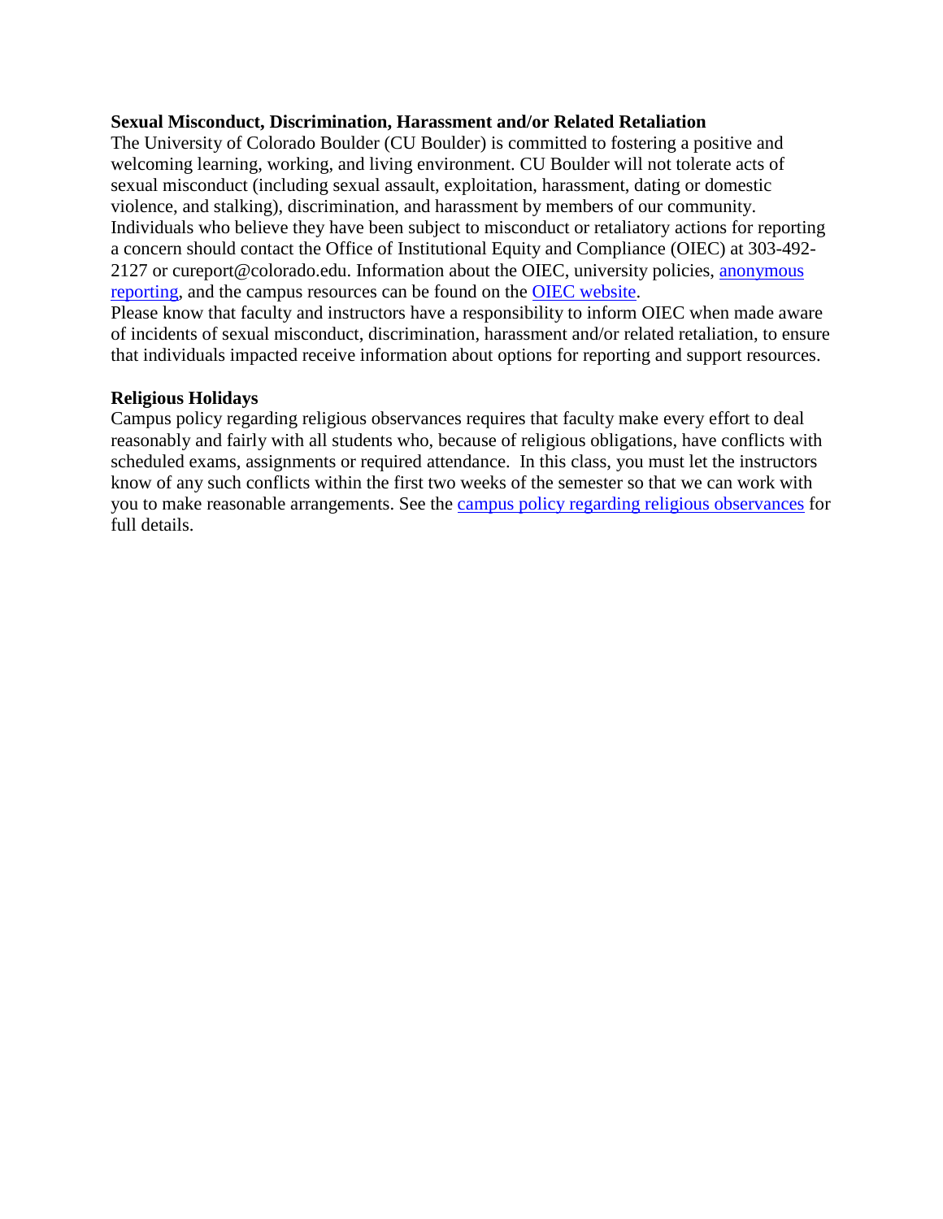**Sexual Misconduct, Discrimination, Harassment and/or Related Retaliation**

The University of Colorado Boulder (CU Boulder) is committed to fostering a positive and welcoming learning, working, and living environment. CU Boulder will not tolerate acts of sexual misconduct (including sexual assault, exploitation, harassment, dating or domestic violence, and stalking), discrimination, and harassment by members of our community. Individuals who believe they have been subject to misconduct or retaliatory actions for reporting a concern should contact the Office of Institutional Equity and Compliance (OIEC) at 303-492-2127 or cureport@colorado.edu. Information about the OIEC, university policies, anonymous reporting, and the campus resources can be found on the OIEC website.

Please know that faculty and instructors have a responsibility to inform OIEC when made aware of incidents of sexual misconduct, discrimination, harassment and/or related retaliation, to ensure that individuals impacted receive information about options for reporting and support resources.

**Religious Holidays**

Campus policy regarding religious observances requires that faculty make every effort to deal reasonably and fairly with all students who, because of religious obligations, have conflicts with scheduled exams, assignments or required attendance. In this class, you must let the instructors know of any such conflicts within the first two weeks of the semester so that we can work with you to make reasonable arrangements. See the campus policy regarding religious observances for full details.